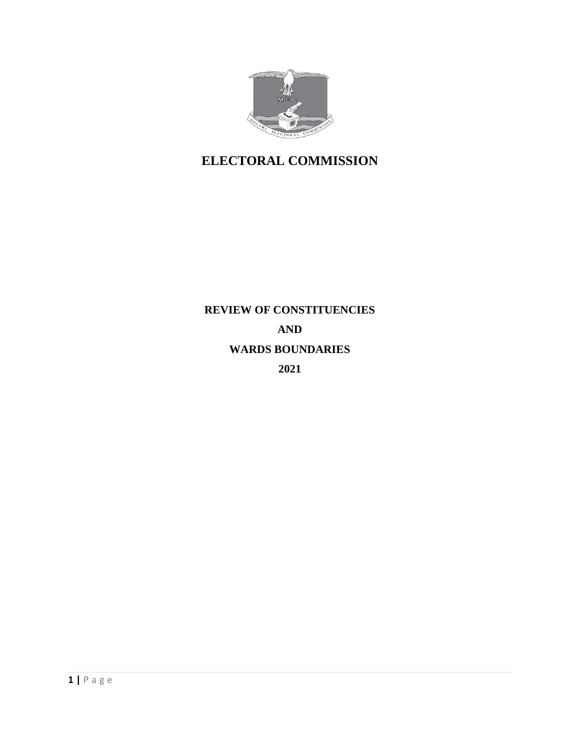# ELECTORAL COMMISSION

## REVIEW OF CONSTITUENCIES

## AND

## WARDS BOUNDARIES

## 2021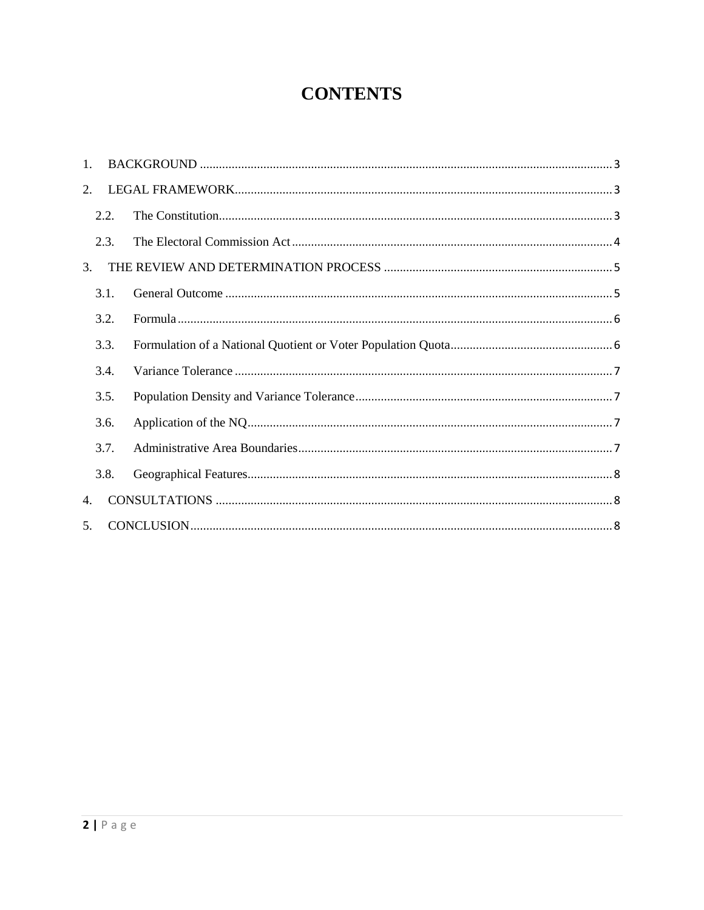# CONTENTS

1. BACKGROUND ........................................................................................................................ 3
2. LEGAL FRAMEWORK............................................................................................................. 3
   - 2.2. The Constitution.................................................................................................................. 3
   - 2.3. The Electoral Commission Act ........................................................................................... 4
3. THE REVIEW AND DETERMINATION PROCESS ............................................................... 5
   - 3.1. General Outcome ................................................................................................................ 5
   - 3.2. Formula ............................................................................................................................... 6
   - 3.3. Formulation of a National Quotient or Voter Population Quota......................................... 6
   - 3.4. Variance Tolerance ............................................................................................................. 7
   - 3.5. Population Density and Variance Tolerance....................................................................... 7
   - 3.6. Application of the NQ......................................................................................................... 7
   - 3.7. Administrative Area Boundaries......................................................................................... 7
   - 3.8. Geographical Features......................................................................................................... 8
4. CONSULTATIONS .................................................................................................................. 8
5. CONCLUSION.......................................................................................................................... 8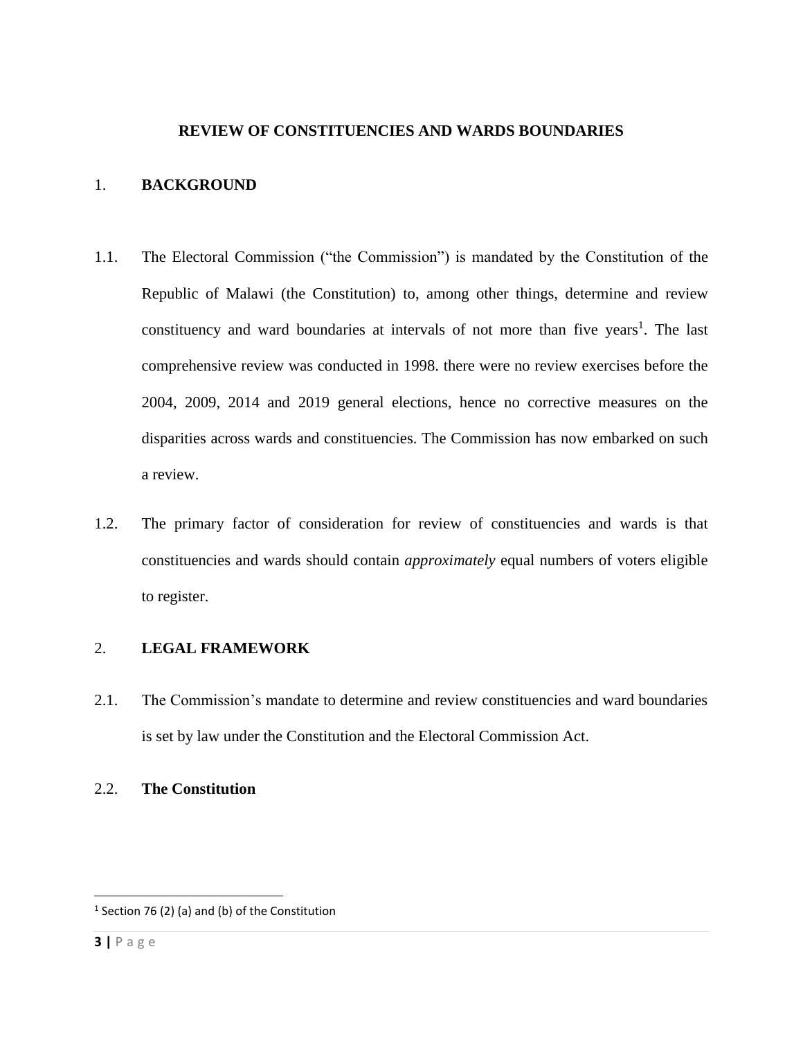## REVIEW OF CONSTITUENCIES AND WARDS BOUNDARIES

## 1. BACKGROUND

1.1. The Electoral Commission ("the Commission") is mandated by the Constitution of the Republic of Malawi (the Constitution) to, among other things, determine and review constituency and ward boundaries at intervals of not more than five years[1]. The last comprehensive review was conducted in 1998. there were no review exercises before the 2004, 2009, 2014 and 2019 general elections, hence no corrective measures on the disparities across wards and constituencies. The Commission has now embarked on such a review.

1.2. The primary factor of consideration for review of constituencies and wards is that constituencies and wards should contain *approximately* equal numbers of voters eligible to register.

## 2. LEGAL FRAMEWORK

2.1. The Commission's mandate to determine and review constituencies and ward boundaries is set by law under the Constitution and the Electoral Commission Act.

2.2. **The Constitution**

---

[1] Section 76 (2) (a) and (b) of the Constitution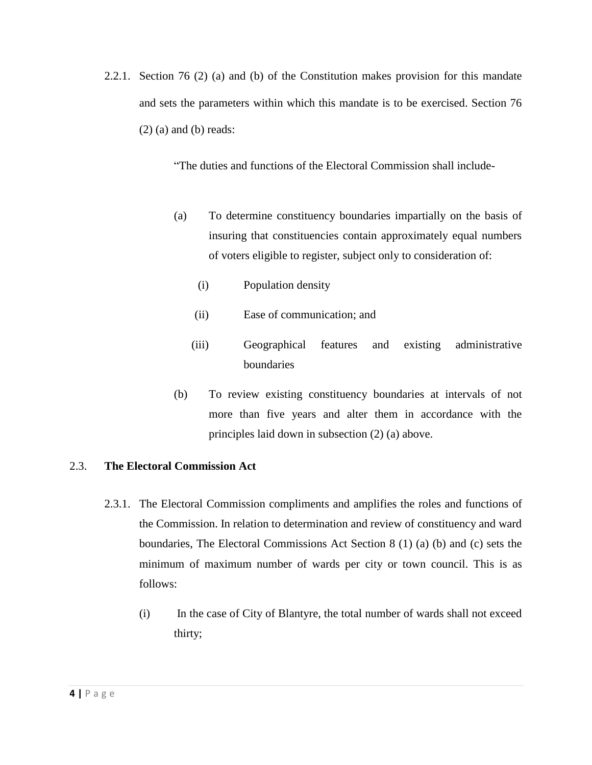2.2.1. Section 76 (2) (a) and (b) of the Constitution makes provision for this mandate and sets the parameters within which this mandate is to be exercised. Section 76 (2) (a) and (b) reads:

> "The duties and functions of the Electoral Commission shall include-
>
> (a) To determine constituency boundaries impartially on the basis of insuring that constituencies contain approximately equal numbers of voters eligible to register, subject only to consideration of:
>
> (i) Population density
>
> (ii) Ease of communication; and
>
> (iii) Geographical features and existing administrative boundaries
>
> (b) To review existing constituency boundaries at intervals of not more than five years and alter them in accordance with the principles laid down in subsection (2) (a) above.

## 2.3. **The Electoral Commission Act**

2.3.1. The Electoral Commission compliments and amplifies the roles and functions of the Commission. In relation to determination and review of constituency and ward boundaries, The Electoral Commissions Act Section 8 (1) (a) (b) and (c) sets the minimum of maximum number of wards per city or town council. This is as follows:

(i) In the case of City of Blantyre, the total number of wards shall not exceed thirty;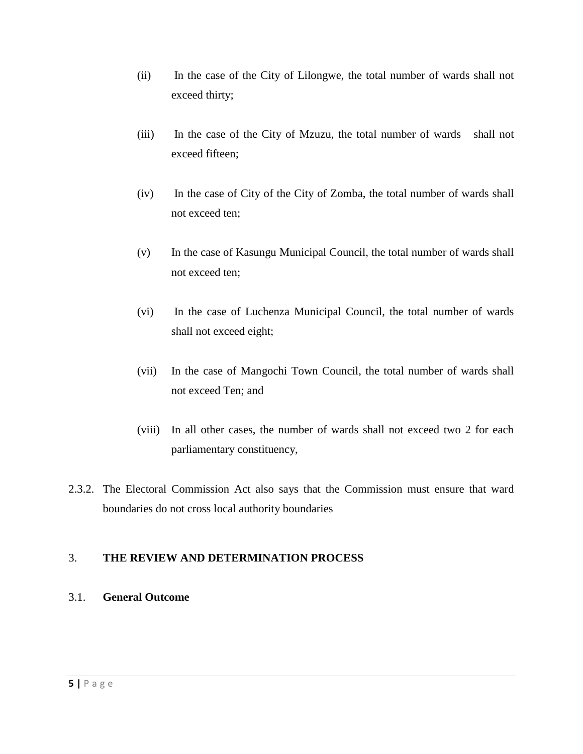(ii) In the case of the City of Lilongwe, the total number of wards shall not exceed thirty;

(iii) In the case of the City of Mzuzu, the total number of wards shall not exceed fifteen;

(iv) In the case of City of the City of Zomba, the total number of wards shall not exceed ten;

(v) In the case of Kasungu Municipal Council, the total number of wards shall not exceed ten;

(vi) In the case of Luchenza Municipal Council, the total number of wards shall not exceed eight;

(vii) In the case of Mangochi Town Council, the total number of wards shall not exceed Ten; and

(viii) In all other cases, the number of wards shall not exceed two 2 for each parliamentary constituency,

2.3.2. The Electoral Commission Act also says that the Commission must ensure that ward boundaries do not cross local authority boundaries

## 3. THE REVIEW AND DETERMINATION PROCESS

### 3.1. General Outcome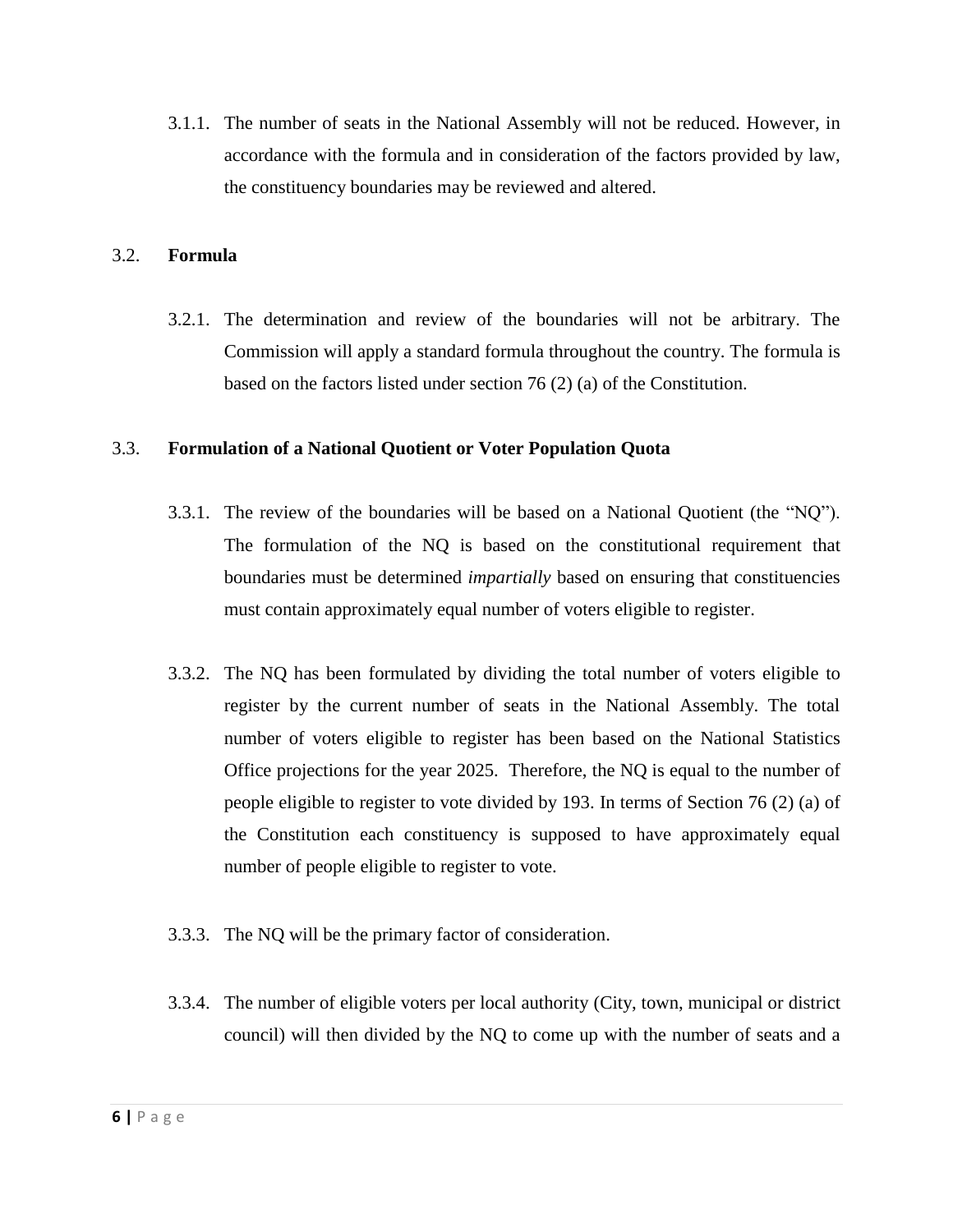3.1.1. The number of seats in the National Assembly will not be reduced. However, in accordance with the formula and in consideration of the factors provided by law, the constituency boundaries may be reviewed and altered.

### 3.2. Formula

3.2.1. The determination and review of the boundaries will not be arbitrary. The Commission will apply a standard formula throughout the country. The formula is based on the factors listed under section 76 (2) (a) of the Constitution.

### 3.3. Formulation of a National Quotient or Voter Population Quota

3.3.1. The review of the boundaries will be based on a National Quotient (the "NQ"). The formulation of the NQ is based on the constitutional requirement that boundaries must be determined *impartially* based on ensuring that constituencies must contain approximately equal number of voters eligible to register.

3.3.2. The NQ has been formulated by dividing the total number of voters eligible to register by the current number of seats in the National Assembly. The total number of voters eligible to register has been based on the National Statistics Office projections for the year 2025. Therefore, the NQ is equal to the number of people eligible to register to vote divided by 193. In terms of Section 76 (2) (a) of the Constitution each constituency is supposed to have approximately equal number of people eligible to register to vote.

3.3.3. The NQ will be the primary factor of consideration.

3.3.4. The number of eligible voters per local authority (City, town, municipal or district council) will then divided by the NQ to come up with the number of seats and a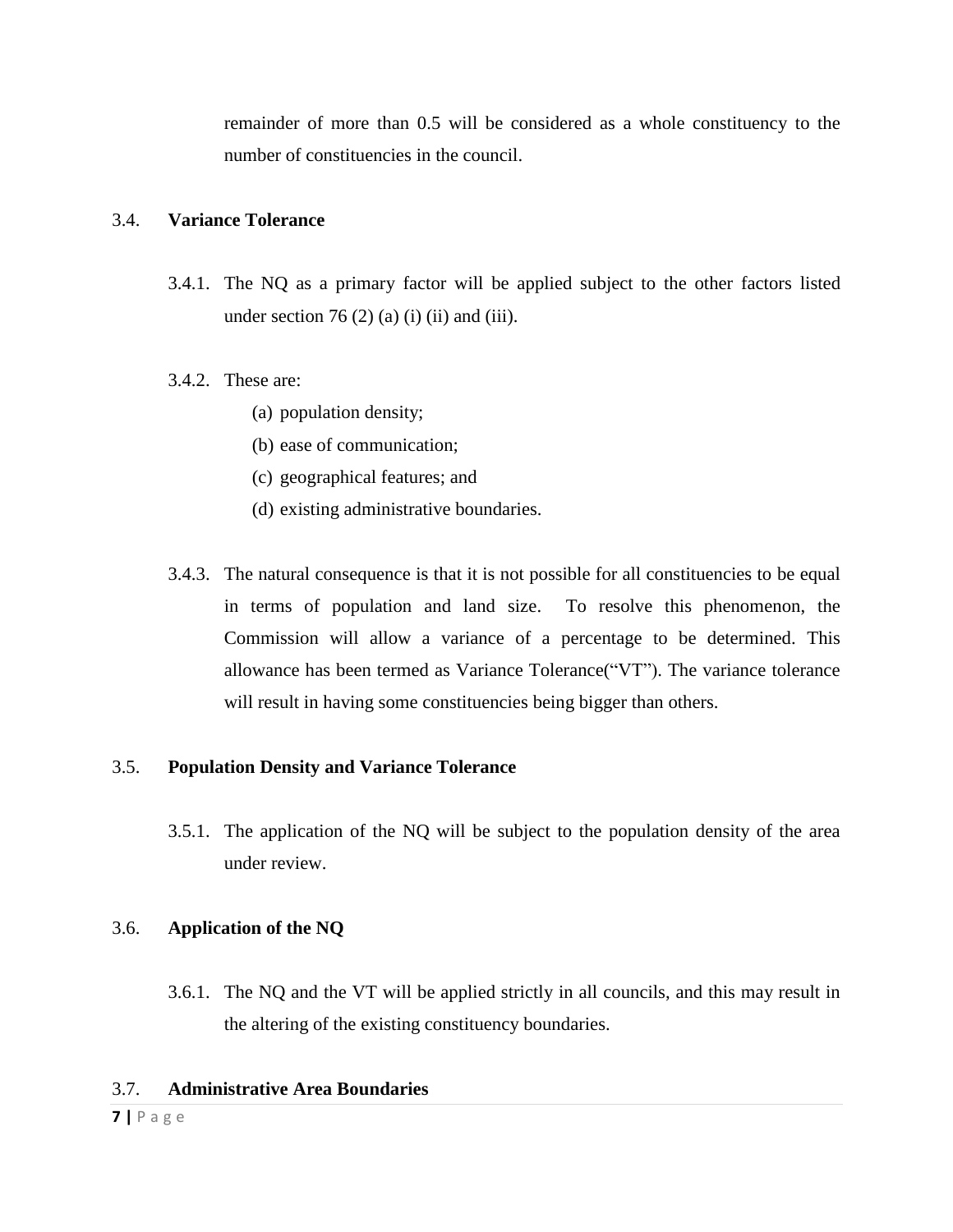remainder of more than 0.5 will be considered as a whole constituency to the number of constituencies in the council.

### 3.4. Variance Tolerance

3.4.1. The NQ as a primary factor will be applied subject to the other factors listed under section 76 (2) (a) (i) (ii) and (iii).

3.4.2. These are:

(a) population density;

(b) ease of communication;

(c) geographical features; and

(d) existing administrative boundaries.

3.4.3. The natural consequence is that it is not possible for all constituencies to be equal in terms of population and land size. To resolve this phenomenon, the Commission will allow a variance of a percentage to be determined. This allowance has been termed as Variance Tolerance("VT"). The variance tolerance will result in having some constituencies being bigger than others.

### 3.5. Population Density and Variance Tolerance

3.5.1. The application of the NQ will be subject to the population density of the area under review.

### 3.6. Application of the NQ

3.6.1. The NQ and the VT will be applied strictly in all councils, and this may result in the altering of the existing constituency boundaries.

### 3.7. Administrative Area Boundaries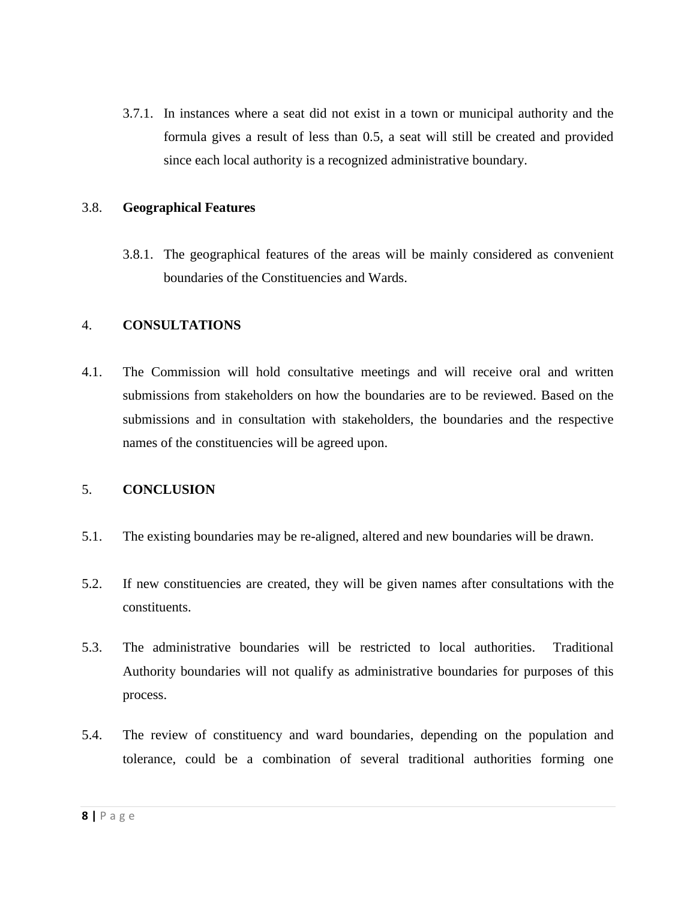3.7.1. In instances where a seat did not exist in a town or municipal authority and the formula gives a result of less than 0.5, a seat will still be created and provided since each local authority is a recognized administrative boundary.

### 3.8. **Geographical Features**

3.8.1. The geographical features of the areas will be mainly considered as convenient boundaries of the Constituencies and Wards.

## 4. **CONSULTATIONS**

4.1. The Commission will hold consultative meetings and will receive oral and written submissions from stakeholders on how the boundaries are to be reviewed. Based on the submissions and in consultation with stakeholders, the boundaries and the respective names of the constituencies will be agreed upon.

## 5. **CONCLUSION**

5.1. The existing boundaries may be re-aligned, altered and new boundaries will be drawn.

5.2. If new constituencies are created, they will be given names after consultations with the constituents.

5.3. The administrative boundaries will be restricted to local authorities. Traditional Authority boundaries will not qualify as administrative boundaries for purposes of this process.

5.4. The review of constituency and ward boundaries, depending on the population and tolerance, could be a combination of several traditional authorities forming one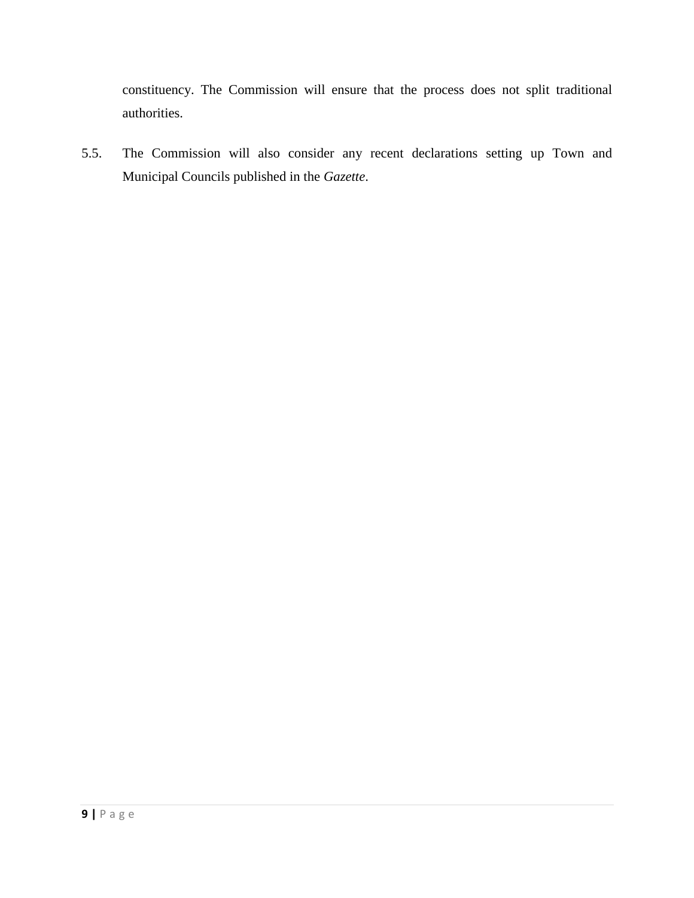constituency. The Commission will ensure that the process does not split traditional authorities.

5.5. The Commission will also consider any recent declarations setting up Town and Municipal Councils published in the *Gazette*.